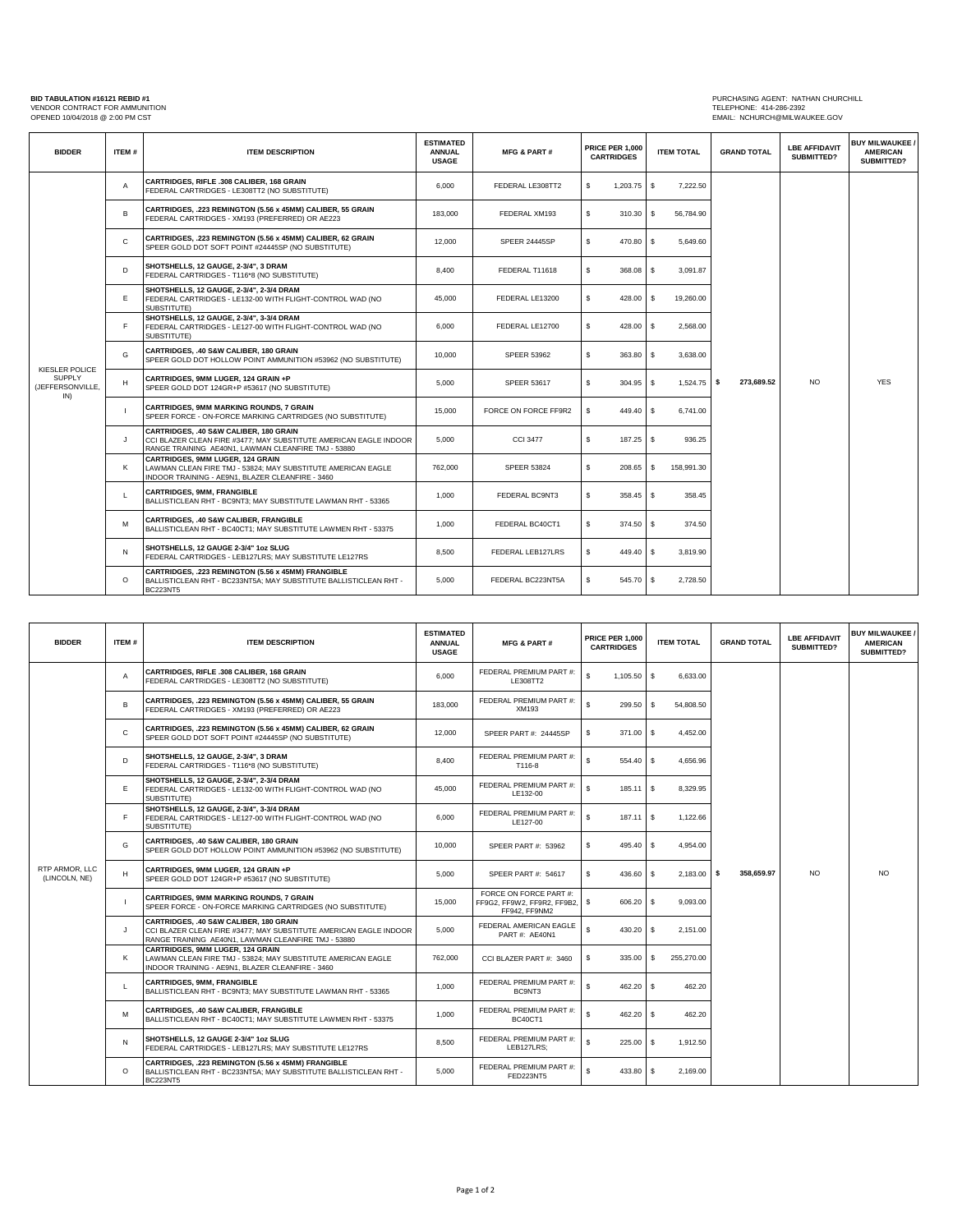**BID TABULATION #16121 REBID #1**
VENDOR CONTRACT FOR AMMUNITION
OPENED 10/04/2018 @ 2:00 PM CST

PURCHASING AGENT: NATHAN CHURCHILL
TELEPHONE: 414-286-2392
EMAIL: NCHURCH@MILWAUKEE.GOV

| BIDDER | ITEM # | ITEM DESCRIPTION | ESTIMATED ANNUAL USAGE | MFG & PART # | PRICE PER 1,000 CARTRIDGES | ITEM TOTAL | GRAND TOTAL | LBE AFFIDAVIT SUBMITTED? | BUY MILWAUKEE / AMERICAN SUBMITTED? |
|---|---|---|---|---|---|---|---|---|---|
| KIESLER POLICE SUPPLY (JEFFERSONVILLE, IN) | A | **CARTRIDGES, RIFLE .308 CALIBER, 168 GRAIN** FEDERAL CARTRIDGES - LE308TT2 (NO SUBSTITUTE) | 6,000 | FEDERAL LE308TT2 | $ 1,203.75 | $ 7,222.50 | $ 273,689.52 | NO | YES |
| | B | **CARTRIDGES, .223 REMINGTON (5.56 x 45MM) CALIBER, 55 GRAIN** FEDERAL CARTRIDGES - XM193 (PREFERRED) OR AE223 | 183,000 | FEDERAL XM193 | $ 310.30 | $ 56,784.90 | | | |
| | C | **CARTRIDGES, .223 REMINGTON (5.56 x 45MM) CALIBER, 62 GRAIN** SPEER GOLD DOT SOFT POINT #24445SP (NO SUBSTITUTE) | 12,000 | SPEER 24445SP | $ 470.80 | $ 5,649.60 | | | |
| | D | **SHOTSHELLS, 12 GAUGE, 2-3/4", 3 DRAM** FEDERAL CARTRIDGES - T116*8 (NO SUBSTITUTE) | 8,400 | FEDERAL T11618 | $ 368.08 | $ 3,091.87 | | | |
| | E | **SHOTSHELLS, 12 GAUGE, 2-3/4", 2-3/4 DRAM** FEDERAL CARTRIDGES - LE132-00 WITH FLIGHT-CONTROL WAD (NO SUBSTITUTE) | 45,000 | FEDERAL LE13200 | $ 428.00 | $ 19,260.00 | | | |
| | F | **SHOTSHELLS, 12 GAUGE, 2-3/4", 3-3/4 DRAM** FEDERAL CARTRIDGES - LE127-00 WITH FLIGHT-CONTROL WAD (NO SUBSTITUTE) | 6,000 | FEDERAL LE12700 | $ 428.00 | $ 2,568.00 | | | |
| | G | **CARTRIDGES, .40 S&W CALIBER, 180 GRAIN** SPEER GOLD DOT HOLLOW POINT AMMUNITION #53962 (NO SUBSTITUTE) | 10,000 | SPEER 53962 | $ 363.80 | $ 3,638.00 | | | |
| | H | **CARTRIDGES, 9MM LUGER, 124 GRAIN +P** SPEER GOLD DOT 124GR+P #53617 (NO SUBSTITUTE) | 5,000 | SPEER 53617 | $ 304.95 | $ 1,524.75 | | | |
| | I | **CARTRIDGES, 9MM MARKING ROUNDS, 7 GRAIN** SPEER FORCE - ON-FORCE MARKING CARTRIDGES (NO SUBSTITUTE) | 15,000 | FORCE ON FORCE FF9R2 | $ 449.40 | $ 6,741.00 | | | |
| | J | **CARTRIDGES, .40 S&W CALIBER, 180 GRAIN** CCI BLAZER CLEAN FIRE #3477; MAY SUBSTITUTE AMERICAN EAGLE INDOOR RANGE TRAINING AE40N1, LAWMAN CLEANFIRE TMJ - 53880 | 5,000 | CCI 3477 | $ 187.25 | $ 936.25 | | | |
| | K | **CARTRIDGES, 9MM LUGER, 124 GRAIN** LAWMAN CLEAN FIRE TMJ - 53824; MAY SUBSTITUTE AMERICAN EAGLE INDOOR TRAINING - AE9N1, BLAZER CLEANFIRE - 3460 | 762,000 | SPEER 53824 | $ 208.65 | $ 158,991.30 | | | |
| | L | **CARTRIDGES, 9MM, FRANGIBLE** BALLISTICLEAN RHT - BC9NT3; MAY SUBSTITUTE LAWMAN RHT - 53365 | 1,000 | FEDERAL BC9NT3 | $ 358.45 | $ 358.45 | | | |
| | M | **CARTRIDGES, .40 S&W CALIBER, FRANGIBLE** BALLISTICLEAN RHT - BC40CT1; MAY SUBSTITUTE LAWMEN RHT - 53375 | 1,000 | FEDERAL BC40CT1 | $ 374.50 | $ 374.50 | | | |
| | N | **SHOTSHELLS, 12 GAUGE 2-3/4" 1oz SLUG** FEDERAL CARTRIDGES - LEB127LRS; MAY SUBSTITUTE LE127RS | 8,500 | FEDERAL LEB127LRS | $ 449.40 | $ 3,819.90 | | | |
| | O | **CARTRIDGES, .223 REMINGTON (5.56 x 45MM) FRANGIBLE** BALLISTICLEAN RHT - BC233NT5A; MAY SUBSTITUTE BALLISTICLEAN RHT - BC223NT5 | 5,000 | FEDERAL BC223NT5A | $ 545.70 | $ 2,728.50 | | | |

| BIDDER | ITEM # | ITEM DESCRIPTION | ESTIMATED ANNUAL USAGE | MFG & PART # | PRICE PER 1,000 CARTRIDGES | ITEM TOTAL | GRAND TOTAL | LBE AFFIDAVIT SUBMITTED? | BUY MILWAUKEE / AMERICAN SUBMITTED? |
|---|---|---|---|---|---|---|---|---|---|
| RTP ARMOR, LLC (LINCOLN, NE) | A | **CARTRIDGES, RIFLE .308 CALIBER, 168 GRAIN** FEDERAL CARTRIDGES - LE308TT2 (NO SUBSTITUTE) | 6,000 | FEDERAL PREMIUM PART #: LE308TT2 | $ 1,105.50 | $ 6,633.00 | $ 358,659.97 | NO | NO |
| | B | **CARTRIDGES, .223 REMINGTON (5.56 x 45MM) CALIBER, 55 GRAIN** FEDERAL CARTRIDGES - XM193 (PREFERRED) OR AE223 | 183,000 | FEDERAL PREMIUM PART #: XM193 | $ 299.50 | $ 54,808.50 | | | |
| | C | **CARTRIDGES, .223 REMINGTON (5.56 x 45MM) CALIBER, 62 GRAIN** SPEER GOLD DOT SOFT POINT #24445SP (NO SUBSTITUTE) | 12,000 | SPEER PART #: 24445SP | $ 371.00 | $ 4,452.00 | | | |
| | D | **SHOTSHELLS, 12 GAUGE, 2-3/4", 3 DRAM** FEDERAL CARTRIDGES - T116*8 (NO SUBSTITUTE) | 8,400 | FEDERAL PREMIUM PART #: T116-8 | $ 554.40 | $ 4,656.96 | | | |
| | E | **SHOTSHELLS, 12 GAUGE, 2-3/4", 2-3/4 DRAM** FEDERAL CARTRIDGES - LE132-00 WITH FLIGHT-CONTROL WAD (NO SUBSTITUTE) | 45,000 | FEDERAL PREMIUM PART #: LE132-00 | $ 185.11 | $ 8,329.95 | | | |
| | F | **SHOTSHELLS, 12 GAUGE, 2-3/4", 3-3/4 DRAM** FEDERAL CARTRIDGES - LE127-00 WITH FLIGHT-CONTROL WAD (NO SUBSTITUTE) | 6,000 | FEDERAL PREMIUM PART #: LE127-00 | $ 187.11 | $ 1,122.66 | | | |
| | G | **CARTRIDGES, .40 S&W CALIBER, 180 GRAIN** SPEER GOLD DOT HOLLOW POINT AMMUNITION #53962 (NO SUBSTITUTE) | 10,000 | SPEER PART #: 53962 | $ 495.40 | $ 4,954.00 | | | |
| | H | **CARTRIDGES, 9MM LUGER, 124 GRAIN +P** SPEER GOLD DOT 124GR+P #53617 (NO SUBSTITUTE) | 5,000 | SPEER PART #: 54617 | $ 436.60 | $ 2,183.00 | | | |
| | I | **CARTRIDGES, 9MM MARKING ROUNDS, 7 GRAIN** SPEER FORCE - ON-FORCE MARKING CARTRIDGES (NO SUBSTITUTE) | 15,000 | FORCE ON FORCE PART #: FF9G2, FF9W2, FF9R2, FF9B2, FF942, FF9NM2 | $ 606.20 | $ 9,093.00 | | | |
| | J | **CARTRIDGES, .40 S&W CALIBER, 180 GRAIN** CCI BLAZER CLEAN FIRE #3477; MAY SUBSTITUTE AMERICAN EAGLE INDOOR RANGE TRAINING AE40N1, LAWMAN CLEANFIRE TMJ - 53880 | 5,000 | FEDERAL AMERICAN EAGLE PART #: AE40N1 | $ 430.20 | $ 2,151.00 | | | |
| | K | **CARTRIDGES, 9MM LUGER, 124 GRAIN** LAWMAN CLEAN FIRE TMJ - 53824; MAY SUBSTITUTE AMERICAN EAGLE INDOOR TRAINING - AE9N1, BLAZER CLEANFIRE - 3460 | 762,000 | CCI BLAZER PART #: 3460 | $ 335.00 | $ 255,270.00 | | | |
| | L | **CARTRIDGES, 9MM, FRANGIBLE** BALLISTICLEAN RHT - BC9NT3; MAY SUBSTITUTE LAWMAN RHT - 53365 | 1,000 | FEDERAL PREMIUM PART #: BC9NT3 | $ 462.20 | $ 462.20 | | | |
| | M | **CARTRIDGES, .40 S&W CALIBER, FRANGIBLE** BALLISTICLEAN RHT - BC40CT1; MAY SUBSTITUTE LAWMEN RHT - 53375 | 1,000 | FEDERAL PREMIUM PART #: BC40CT1 | $ 462.20 | $ 462.20 | | | |
| | N | **SHOTSHELLS, 12 GAUGE 2-3/4" 1oz SLUG** FEDERAL CARTRIDGES - LEB127LRS; MAY SUBSTITUTE LE127RS | 8,500 | FEDERAL PREMIUM PART #: LEB127LRS; | $ 225.00 | $ 1,912.50 | | | |
| | O | **CARTRIDGES, .223 REMINGTON (5.56 x 45MM) FRANGIBLE** BALLISTICLEAN RHT - BC233NT5A; MAY SUBSTITUTE BALLISTICLEAN RHT - BC223NT5 | 5,000 | FEDERAL PREMIUM PART #: FED223NT5 | $ 433.80 | $ 2,169.00 | | | |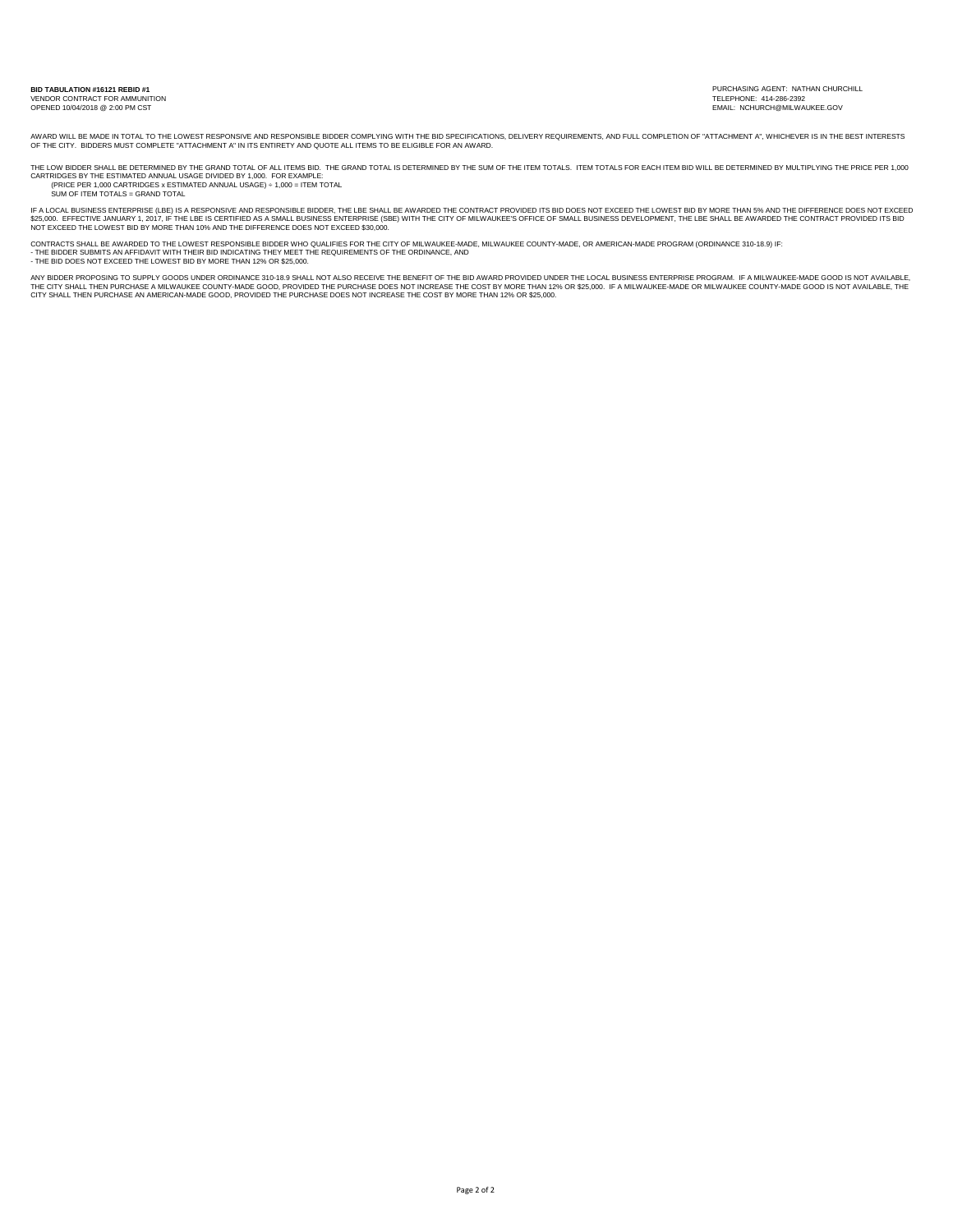**BID TABULATION #16121 REBID #1**
VENDOR CONTRACT FOR AMMUNITION
OPENED 10/04/2018 @ 2:00 PM CST

PURCHASING AGENT: NATHAN CHURCHILL
TELEPHONE: 414-286-2392
EMAIL: NCHURCH@MILWAUKEE.GOV

AWARD WILL BE MADE IN TOTAL TO THE LOWEST RESPONSIVE AND RESPONSIBLE BIDDER COMPLYING WITH THE BID SPECIFICATIONS, DELIVERY REQUIREMENTS, AND FULL COMPLETION OF "ATTACHMENT A", WHICHEVER IS IN THE BEST INTERESTS OF THE CITY. BIDDERS MUST COMPLETE "ATTACHMENT A" IN ITS ENTIRETY AND QUOTE ALL ITEMS TO BE ELIGIBLE FOR AN AWARD.

THE LOW BIDDER SHALL BE DETERMINED BY THE GRAND TOTAL OF ALL ITEMS BID. THE GRAND TOTAL IS DETERMINED BY THE SUM OF THE ITEM TOTALS. ITEM TOTALS FOR EACH ITEM BID WILL BE DETERMINED BY MULTIPLYING THE PRICE PER 1,000 CARTRIDGES BY THE ESTIMATED ANNUAL USAGE DIVIDED BY 1,000. FOR EXAMPLE:
(PRICE PER 1,000 CARTRIDGES x ESTIMATED ANNUAL USAGE) ÷ 1,000 = ITEM TOTAL
SUM OF ITEM TOTALS = GRAND TOTAL

IF A LOCAL BUSINESS ENTERPRISE (LBE) IS A RESPONSIVE AND RESPONSIBLE BIDDER, THE LBE SHALL BE AWARDED THE CONTRACT PROVIDED ITS BID DOES NOT EXCEED THE LOWEST BID BY MORE THAN 5% AND THE DIFFERENCE DOES NOT EXCEED $25,000. EFFECTIVE JANUARY 1, 2017, IF THE LBE IS CERTIFIED AS A SMALL BUSINESS ENTERPRISE (SBE) WITH THE CITY OF MILWAUKEE'S OFFICE OF SMALL BUSINESS DEVELOPMENT, THE LBE SHALL BE AWARDED THE CONTRACT PROVIDED ITS BID NOT EXCEED THE LOWEST BID BY MORE THAN 10% AND THE DIFFERENCE DOES NOT EXCEED $30,000.

CONTRACTS SHALL BE AWARDED TO THE LOWEST RESPONSIBLE BIDDER WHO QUALIFIES FOR THE CITY OF MILWAUKEE-MADE, MILWAUKEE COUNTY-MADE, OR AMERICAN-MADE PROGRAM (ORDINANCE 310-18.9) IF:
- THE BIDDER SUBMITS AN AFFIDAVIT WITH THEIR BID INDICATING THEY MEET THE REQUIREMENTS OF THE ORDINANCE, AND
- THE BID DOES NOT EXCEED THE LOWEST BID BY MORE THAN 12% OR $25,000.

ANY BIDDER PROPOSING TO SUPPLY GOODS UNDER ORDINANCE 310-18.9 SHALL NOT ALSO RECEIVE THE BENEFIT OF THE BID AWARD PROVIDED UNDER THE LOCAL BUSINESS ENTERPRISE PROGRAM. IF A MILWAUKEE-MADE GOOD IS NOT AVAILABLE, THE CITY SHALL THEN PURCHASE A MILWAUKEE COUNTY-MADE GOOD, PROVIDED THE PURCHASE DOES NOT INCREASE THE COST BY MORE THAN 12% OR $25,000. IF A MILWAUKEE-MADE OR MILWAUKEE COUNTY-MADE GOOD IS NOT AVAILABLE, THE CITY SHALL THEN PURCHASE AN AMERICAN-MADE GOOD, PROVIDED THE PURCHASE DOES NOT INCREASE THE COST BY MORE THAN 12% OR $25,000.